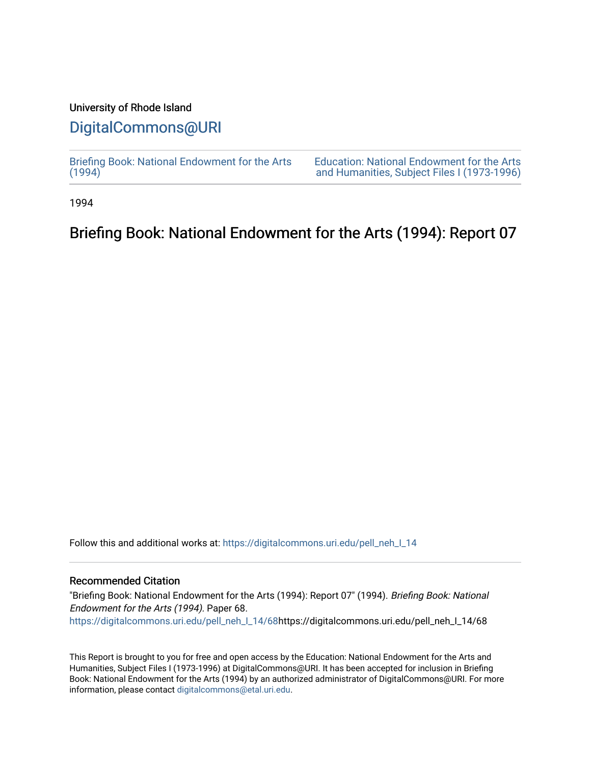University of Rhode Island

# DigitalCommons@URI

Briefing Book: National Endowment for the Arts (1994)

Education: National Endowment for the Arts and Humanities, Subject Files I (1973-1996)

1994

## Briefing Book: National Endowment for the Arts (1994): Report 07

Follow this and additional works at: https://digitalcommons.uri.edu/pell_neh_I_14

### Recommended Citation

"Briefing Book: National Endowment for the Arts (1994): Report 07" (1994). *Briefing Book: National Endowment for the Arts (1994).* Paper 68.
https://digitalcommons.uri.edu/pell_neh_I_14/68https://digitalcommons.uri.edu/pell_neh_I_14/68

This Report is brought to you for free and open access by the Education: National Endowment for the Arts and Humanities, Subject Files I (1973-1996) at DigitalCommons@URI. It has been accepted for inclusion in Briefing Book: National Endowment for the Arts (1994) by an authorized administrator of DigitalCommons@URI. For more information, please contact digitalcommons@etal.uri.edu.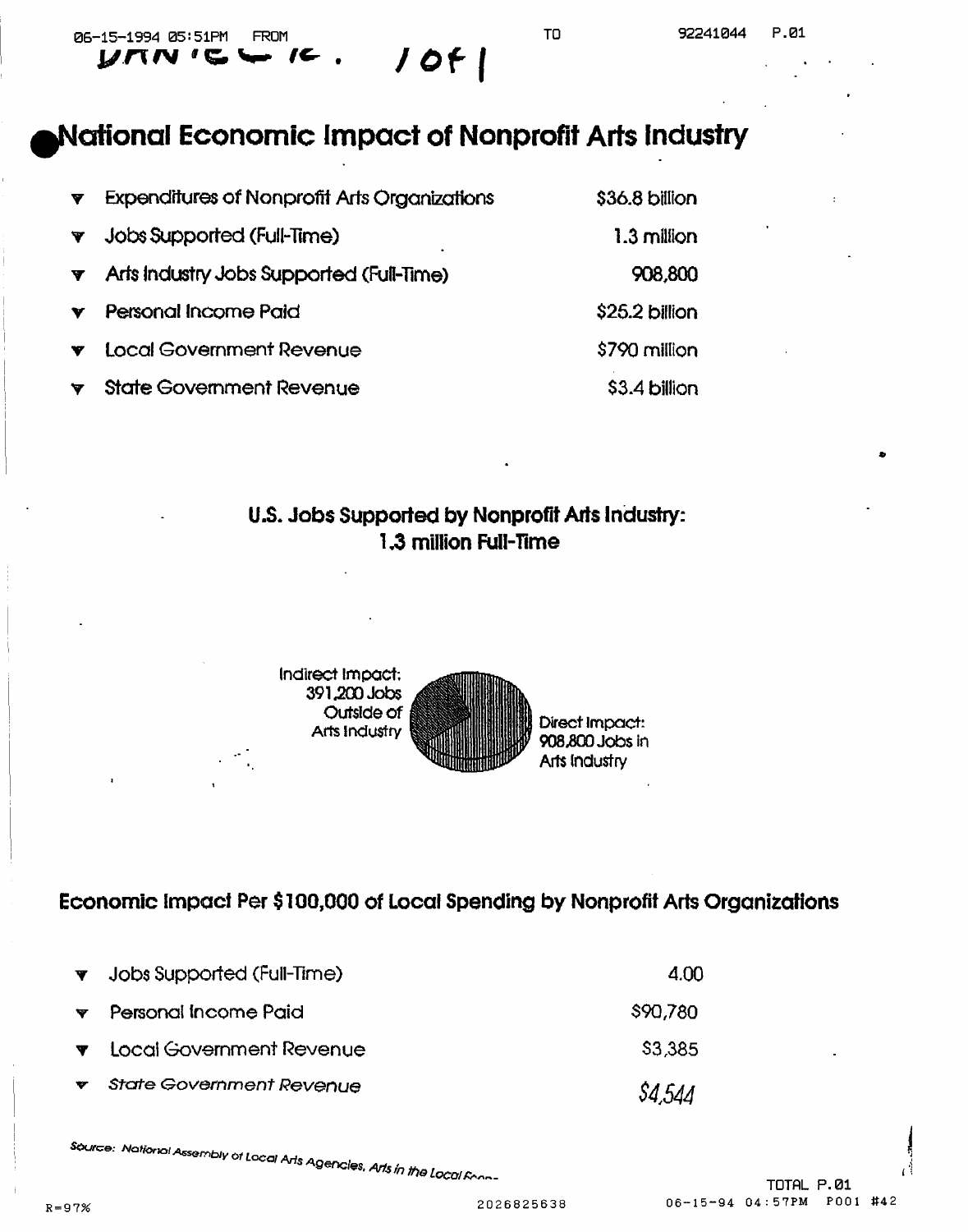# National Economic Impact of Nonprofit Arts Industry

| | |
|---|---|
| Expenditures of Nonprofit Arts Organizations | $36.8 billion |
| Jobs Supported (Full-Time) | 1.3 million |
| Arts Industry Jobs Supported (Full-Time) | 908,800 |
| Personal Income Paid | $25.2 billion |
| Local Government Revenue | $790 million |
| State Government Revenue | $3.4 billion |

## U.S. Jobs Supported by Nonprofit Arts Industry: 1.3 million Full-Time

Indirect Impact: 391,200 Jobs Outside of Arts Industry

Direct Impact: 908,800 Jobs in Arts Industry

## Economic Impact Per $100,000 of Local Spending by Nonprofit Arts Organizations

| | |
|---|---|
| Jobs Supported (Full-Time) | 4.00 |
| Personal Income Paid | $90,780 |
| Local Government Revenue | $3,385 |
| *State Government Revenue* | *$4,544* |

Source: National Assembly of Local Arts Agencies, *Arts in the Local Econ...*